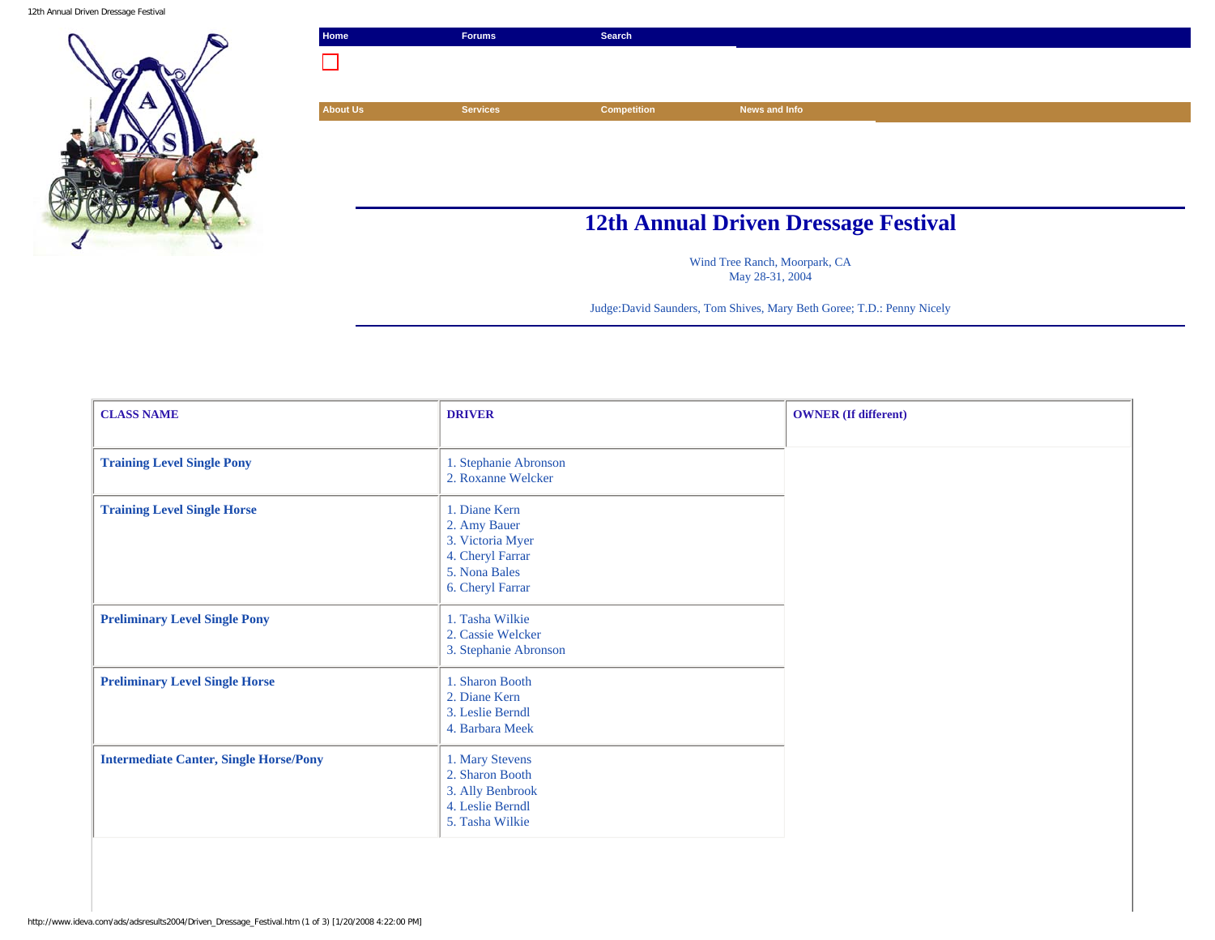Home | Forums | Search

About Us | Services | Competition | News and Info

# 12th Annual Driven Dressage Festival

Wind Tree Ranch, Moorpark, CA
May 28-31, 2004

Judge:David Saunders, Tom Shives, Mary Beth Goree; T.D.: Penny Nicely

| CLASS NAME | DRIVER | OWNER (If different) |
|---|---|---|
| **Training Level Single Pony** | 1. Stephanie Abronson<br>2. Roxanne Welcker | |
| **Training Level Single Horse** | 1. Diane Kern<br>2. Amy Bauer<br>3. Victoria Myer<br>4. Cheryl Farrar<br>5. Nona Bales<br>6. Cheryl Farrar | |
| **Preliminary Level Single Pony** | 1. Tasha Wilkie<br>2. Cassie Welcker<br>3. Stephanie Abronson | |
| **Preliminary Level Single Horse** | 1. Sharon Booth<br>2. Diane Kern<br>3. Leslie Berndl<br>4. Barbara Meek | |
| **Intermediate Canter, Single Horse/Pony** | 1. Mary Stevens<br>2. Sharon Booth<br>3. Ally Benbrook<br>4. Leslie Berndl<br>5. Tasha Wilkie | |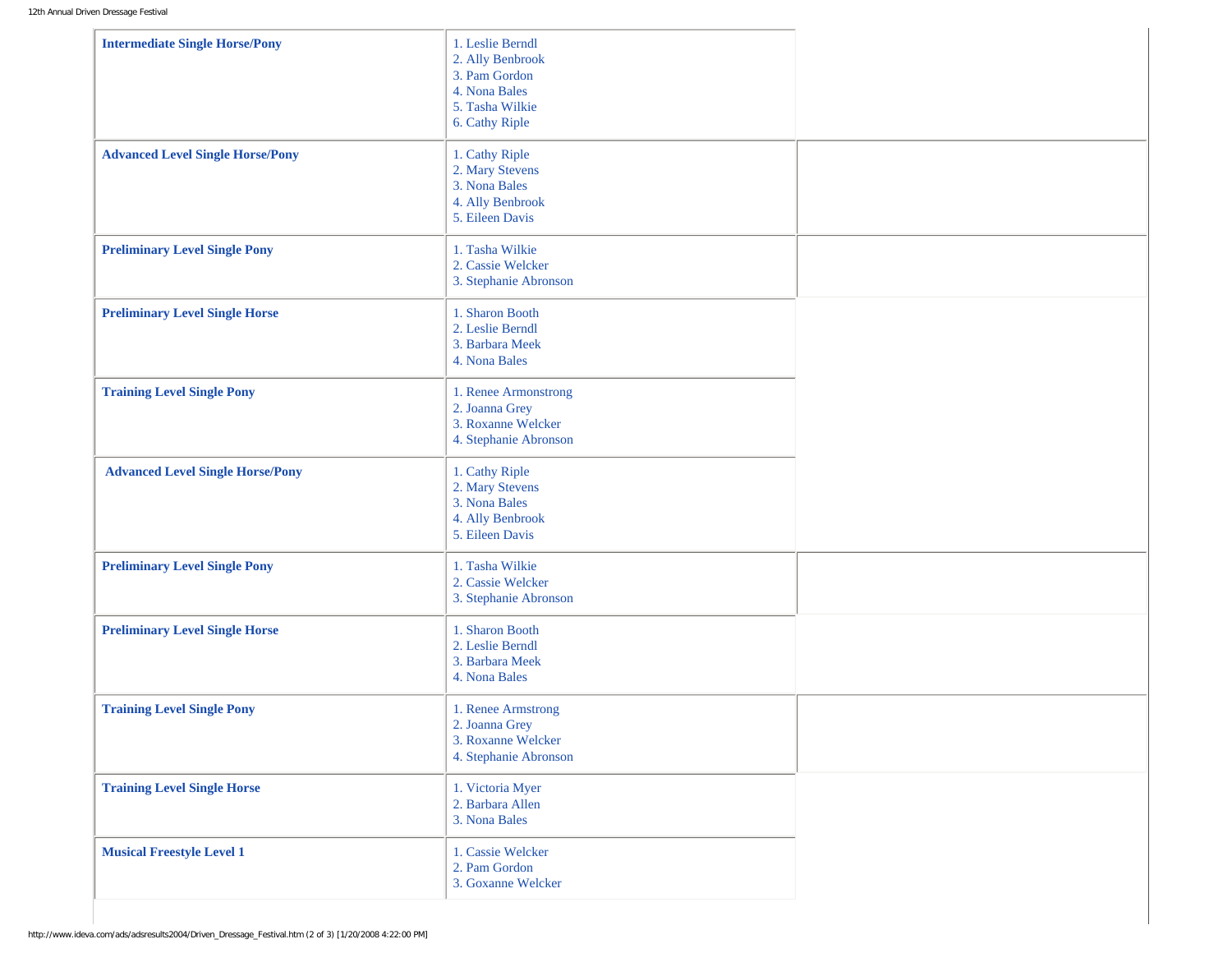| Class | Results |
| --- | --- |
| **Intermediate Single Horse/Pony** | 1. Leslie Berndl<br>2. Ally Benbrook<br>3. Pam Gordon<br>4. Nona Bales<br>5. Tasha Wilkie<br>6. Cathy Riple |
| **Advanced Level Single Horse/Pony** | 1. Cathy Riple<br>2. Mary Stevens<br>3. Nona Bales<br>4. Ally Benbrook<br>5. Eileen Davis |
| **Preliminary Level Single Pony** | 1. Tasha Wilkie<br>2. Cassie Welcker<br>3. Stephanie Abronson |
| **Preliminary Level Single Horse** | 1. Sharon Booth<br>2. Leslie Berndl<br>3. Barbara Meek<br>4. Nona Bales |
| **Training Level Single Pony** | 1. Renee Armonstrong<br>2. Joanna Grey<br>3. Roxanne Welcker<br>4. Stephanie Abronson |
| **Advanced Level Single Horse/Pony** | 1. Cathy Riple<br>2. Mary Stevens<br>3. Nona Bales<br>4. Ally Benbrook<br>5. Eileen Davis |
| **Preliminary Level Single Pony** | 1. Tasha Wilkie<br>2. Cassie Welcker<br>3. Stephanie Abronson |
| **Preliminary Level Single Horse** | 1. Sharon Booth<br>2. Leslie Berndl<br>3. Barbara Meek<br>4. Nona Bales |
| **Training Level Single Pony** | 1. Renee Armstrong<br>2. Joanna Grey<br>3. Roxanne Welcker<br>4. Stephanie Abronson |
| **Training Level Single Horse** | 1. Victoria Myer<br>2. Barbara Allen<br>3. Nona Bales |
| **Musical Freestyle Level 1** | 1. Cassie Welcker<br>2. Pam Gordon<br>3. Goxanne Welcker |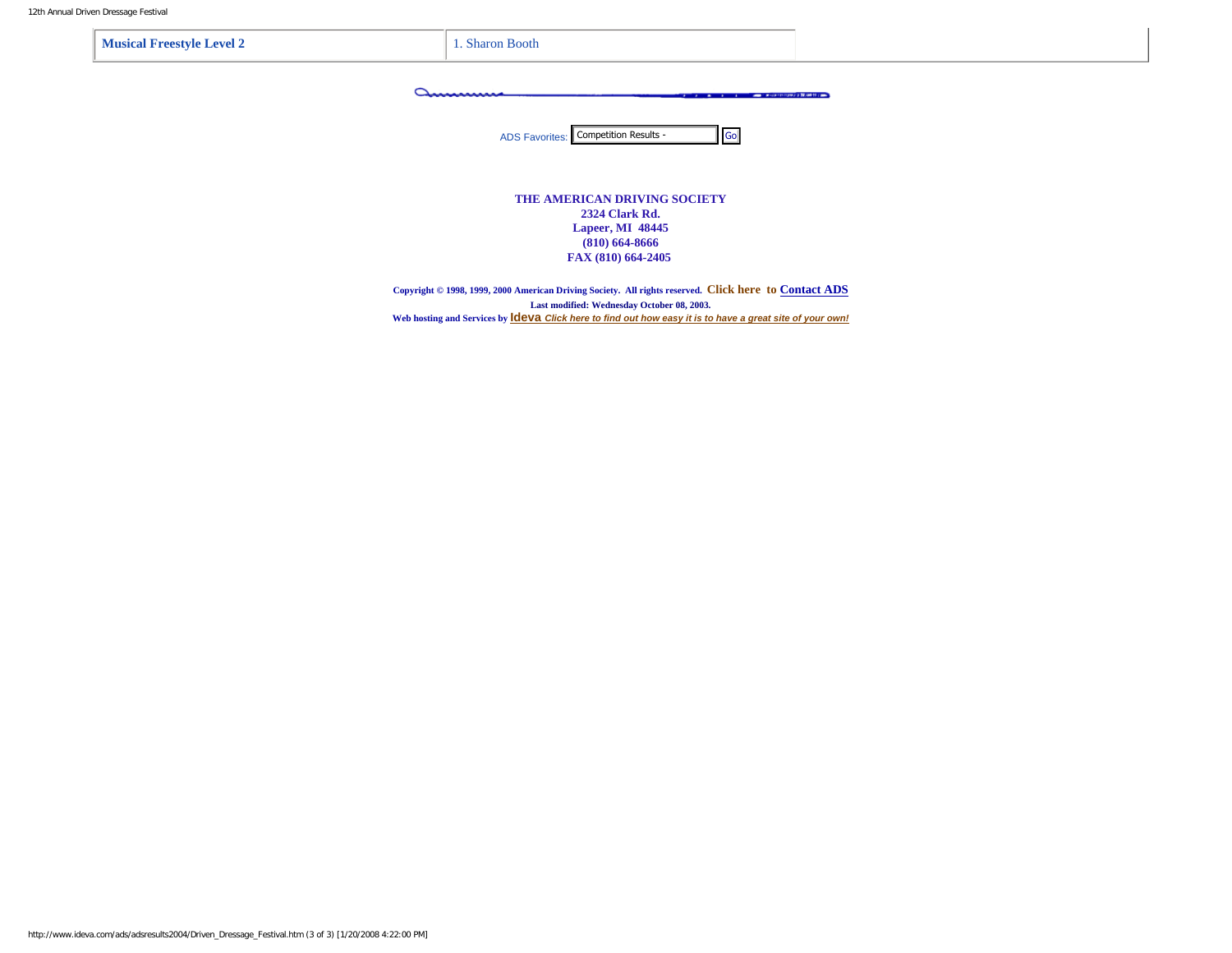| | | |
|---|---|---|
| **Musical Freestyle Level 2** | 1. Sharon Booth | |

ADS Favorites: Competition Results - Go

**THE AMERICAN DRIVING SOCIETY**
**2324 Clark Rd.**
**Lapeer, MI 48445**
**(810) 664-8666**
**FAX (810) 664-2405**

**Copyright © 1998, 1999, 2000 American Driving Society. All rights reserved. Click here to Contact ADS**
**Last modified: Wednesday October 08, 2003.**
**Web hosting and Services by Ideva *Click here to find out how easy it is to have a great site of your own!***